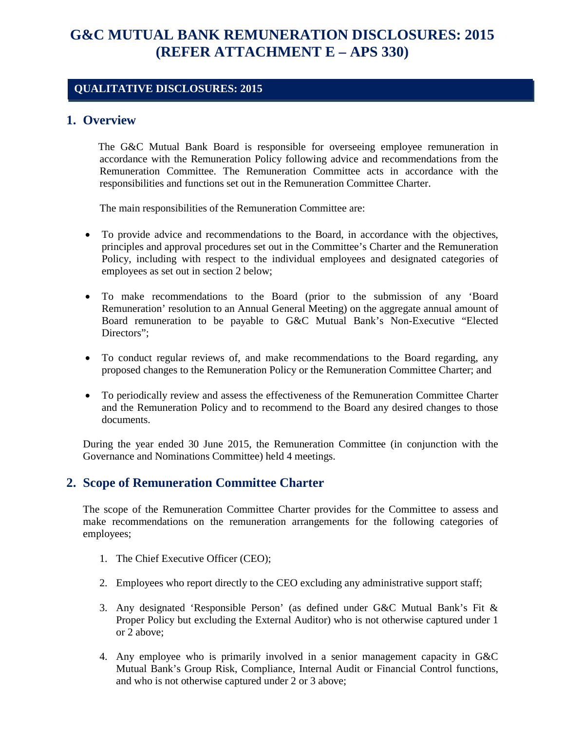# G&C MUTUAL BANK REMUNERATION DISCLOSURES: 2015 (REFER ATTACHMENT E – APS 330)

## QUALITATIVE DISCLOSURES: 2015

## 1. Overview

The G&C Mutual Bank Board is responsible for overseeing employee remuneration in accordance with the Remuneration Policy following advice and recommendations from the Remuneration Committee. The Remuneration Committee acts in accordance with the responsibilities and functions set out in the Remuneration Committee Charter.

The main responsibilities of the Remuneration Committee are:

- To provide advice and recommendations to the Board, in accordance with the objectives, principles and approval procedures set out in the Committee's Charter and the Remuneration Policy, including with respect to the individual employees and designated categories of employees as set out in section 2 below;
- To make recommendations to the Board (prior to the submission of any 'Board Remuneration' resolution to an Annual General Meeting) on the aggregate annual amount of Board remuneration to be payable to G&C Mutual Bank's Non-Executive "Elected Directors";
- To conduct regular reviews of, and make recommendations to the Board regarding, any proposed changes to the Remuneration Policy or the Remuneration Committee Charter; and
- To periodically review and assess the effectiveness of the Remuneration Committee Charter and the Remuneration Policy and to recommend to the Board any desired changes to those documents.

During the year ended 30 June 2015, the Remuneration Committee (in conjunction with the Governance and Nominations Committee) held 4 meetings.

## 2. Scope of Remuneration Committee Charter

The scope of the Remuneration Committee Charter provides for the Committee to assess and make recommendations on the remuneration arrangements for the following categories of employees;

1. The Chief Executive Officer (CEO);
2. Employees who report directly to the CEO excluding any administrative support staff;
3. Any designated 'Responsible Person' (as defined under G&C Mutual Bank's Fit & Proper Policy but excluding the External Auditor) who is not otherwise captured under 1 or 2 above;
4. Any employee who is primarily involved in a senior management capacity in G&C Mutual Bank's Group Risk, Compliance, Internal Audit or Financial Control functions, and who is not otherwise captured under 2 or 3 above;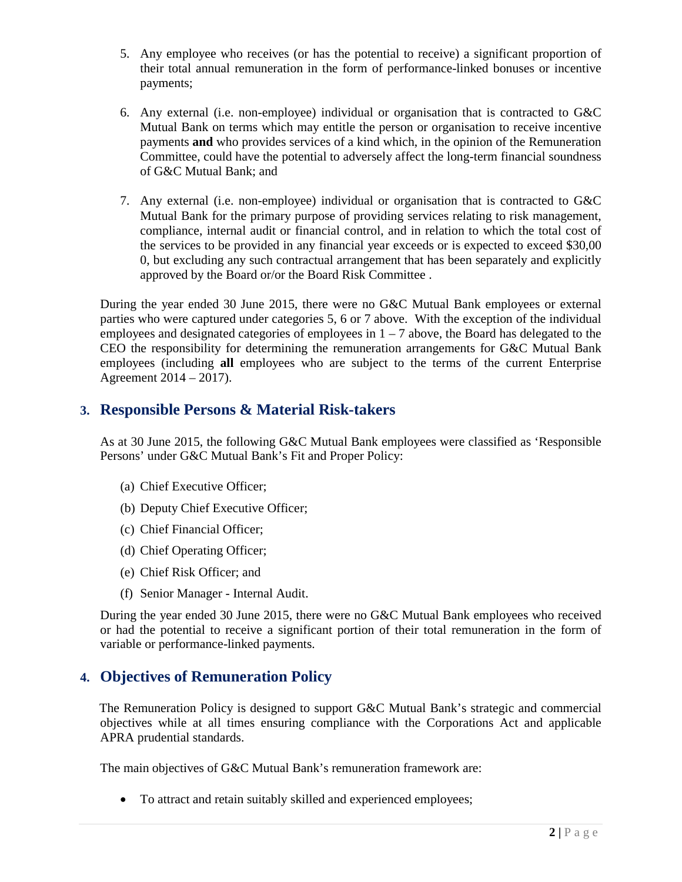5. Any employee who receives (or has the potential to receive) a significant proportion of their total annual remuneration in the form of performance-linked bonuses or incentive payments;

6. Any external (i.e. non-employee) individual or organisation that is contracted to G&C Mutual Bank on terms which may entitle the person or organisation to receive incentive payments **and** who provides services of a kind which, in the opinion of the Remuneration Committee, could have the potential to adversely affect the long-term financial soundness of G&C Mutual Bank; and

7. Any external (i.e. non-employee) individual or organisation that is contracted to G&C Mutual Bank for the primary purpose of providing services relating to risk management, compliance, internal audit or financial control, and in relation to which the total cost of the services to be provided in any financial year exceeds or is expected to exceed $30,00 0, but excluding any such contractual arrangement that has been separately and explicitly approved by the Board or/or the Board Risk Committee .

During the year ended 30 June 2015, there were no G&C Mutual Bank employees or external parties who were captured under categories 5, 6 or 7 above. With the exception of the individual employees and designated categories of employees in 1 – 7 above, the Board has delegated to the CEO the responsibility for determining the remuneration arrangements for G&C Mutual Bank employees (including **all** employees who are subject to the terms of the current Enterprise Agreement 2014 – 2017).

## 3. Responsible Persons & Material Risk-takers

As at 30 June 2015, the following G&C Mutual Bank employees were classified as 'Responsible Persons' under G&C Mutual Bank's Fit and Proper Policy:

(a) Chief Executive Officer;

(b) Deputy Chief Executive Officer;

(c) Chief Financial Officer;

(d) Chief Operating Officer;

(e) Chief Risk Officer; and

(f) Senior Manager - Internal Audit.

During the year ended 30 June 2015, there were no G&C Mutual Bank employees who received or had the potential to receive a significant portion of their total remuneration in the form of variable or performance-linked payments.

## 4. Objectives of Remuneration Policy

The Remuneration Policy is designed to support G&C Mutual Bank's strategic and commercial objectives while at all times ensuring compliance with the Corporations Act and applicable APRA prudential standards.

The main objectives of G&C Mutual Bank's remuneration framework are:

- To attract and retain suitably skilled and experienced employees;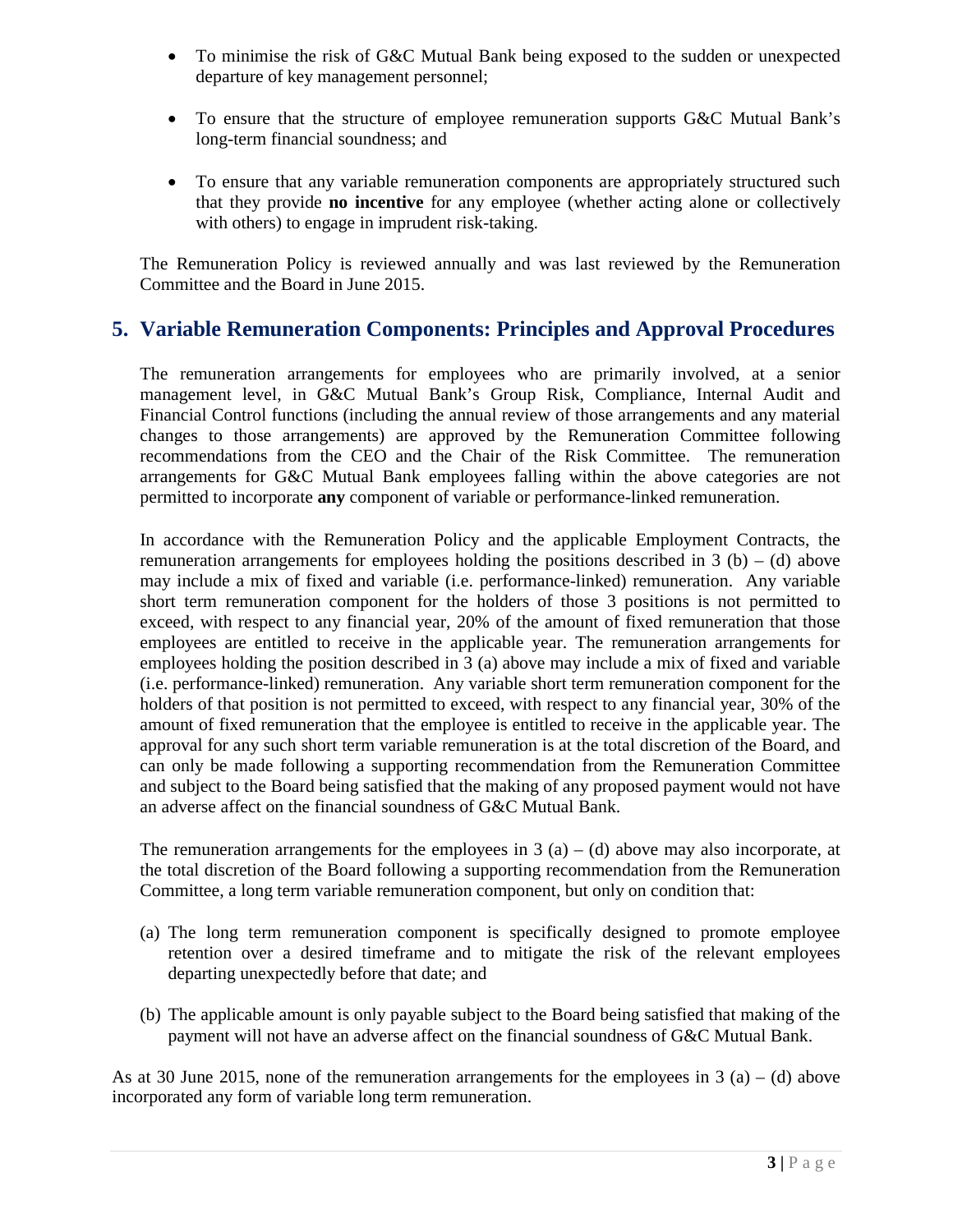- To minimise the risk of G&C Mutual Bank being exposed to the sudden or unexpected departure of key management personnel;
- To ensure that the structure of employee remuneration supports G&C Mutual Bank's long-term financial soundness; and
- To ensure that any variable remuneration components are appropriately structured such that they provide **no incentive** for any employee (whether acting alone or collectively with others) to engage in imprudent risk-taking.

The Remuneration Policy is reviewed annually and was last reviewed by the Remuneration Committee and the Board in June 2015.

## 5. Variable Remuneration Components: Principles and Approval Procedures

The remuneration arrangements for employees who are primarily involved, at a senior management level, in G&C Mutual Bank's Group Risk, Compliance, Internal Audit and Financial Control functions (including the annual review of those arrangements and any material changes to those arrangements) are approved by the Remuneration Committee following recommendations from the CEO and the Chair of the Risk Committee. The remuneration arrangements for G&C Mutual Bank employees falling within the above categories are not permitted to incorporate **any** component of variable or performance-linked remuneration.

In accordance with the Remuneration Policy and the applicable Employment Contracts, the remuneration arrangements for employees holding the positions described in 3 (b) – (d) above may include a mix of fixed and variable (i.e. performance-linked) remuneration. Any variable short term remuneration component for the holders of those 3 positions is not permitted to exceed, with respect to any financial year, 20% of the amount of fixed remuneration that those employees are entitled to receive in the applicable year. The remuneration arrangements for employees holding the position described in 3 (a) above may include a mix of fixed and variable (i.e. performance-linked) remuneration. Any variable short term remuneration component for the holders of that position is not permitted to exceed, with respect to any financial year, 30% of the amount of fixed remuneration that the employee is entitled to receive in the applicable year. The approval for any such short term variable remuneration is at the total discretion of the Board, and can only be made following a supporting recommendation from the Remuneration Committee and subject to the Board being satisfied that the making of any proposed payment would not have an adverse affect on the financial soundness of G&C Mutual Bank.

The remuneration arrangements for the employees in 3 (a) – (d) above may also incorporate, at the total discretion of the Board following a supporting recommendation from the Remuneration Committee, a long term variable remuneration component, but only on condition that:

(a) The long term remuneration component is specifically designed to promote employee retention over a desired timeframe and to mitigate the risk of the relevant employees departing unexpectedly before that date; and

(b) The applicable amount is only payable subject to the Board being satisfied that making of the payment will not have an adverse affect on the financial soundness of G&C Mutual Bank.

As at 30 June 2015, none of the remuneration arrangements for the employees in 3 (a) – (d) above incorporated any form of variable long term remuneration.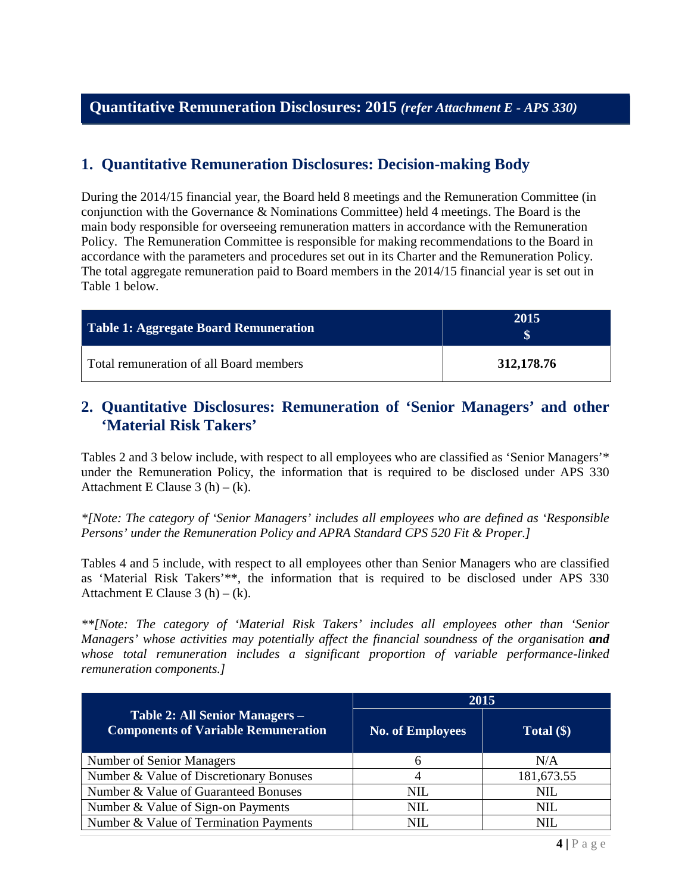# Quantitative Remuneration Disclosures: 2015 *(refer Attachment E - APS 330)*

## 1. Quantitative Remuneration Disclosures: Decision-making Body

During the 2014/15 financial year, the Board held 8 meetings and the Remuneration Committee (in conjunction with the Governance & Nominations Committee) held 4 meetings. The Board is the main body responsible for overseeing remuneration matters in accordance with the Remuneration Policy. The Remuneration Committee is responsible for making recommendations to the Board in accordance with the parameters and procedures set out in its Charter and the Remuneration Policy. The total aggregate remuneration paid to Board members in the 2014/15 financial year is set out in Table 1 below.

| Table 1: Aggregate Board Remuneration | 2015 $ |
|---|---|
| Total remuneration of all Board members | **312,178.76** |

## 2. Quantitative Disclosures: Remuneration of 'Senior Managers' and other 'Material Risk Takers'

Tables 2 and 3 below include, with respect to all employees who are classified as 'Senior Managers'* under the Remuneration Policy, the information that is required to be disclosed under APS 330 Attachment E Clause 3 (h) – (k).

*\*[Note: The category of 'Senior Managers' includes all employees who are defined as 'Responsible Persons' under the Remuneration Policy and APRA Standard CPS 520 Fit & Proper.]*

Tables 4 and 5 include, with respect to all employees other than Senior Managers who are classified as 'Material Risk Takers'**, the information that is required to be disclosed under APS 330 Attachment E Clause 3 (h) – (k).

*\*\*[Note: The category of 'Material Risk Takers' includes all employees other than 'Senior Managers' whose activities may potentially affect the financial soundness of the organisation **and** whose total remuneration includes a significant proportion of variable performance-linked remuneration components.]*

| Table 2: All Senior Managers – Components of Variable Remuneration | 2015 | |
|---|---|---|
| | No. of Employees | Total ($) |
| Number of Senior Managers | 6 | N/A |
| Number & Value of Discretionary Bonuses | 4 | 181,673.55 |
| Number & Value of Guaranteed Bonuses | NIL | NIL |
| Number & Value of Sign-on Payments | NIL | NIL |
| Number & Value of Termination Payments | NIL | NIL |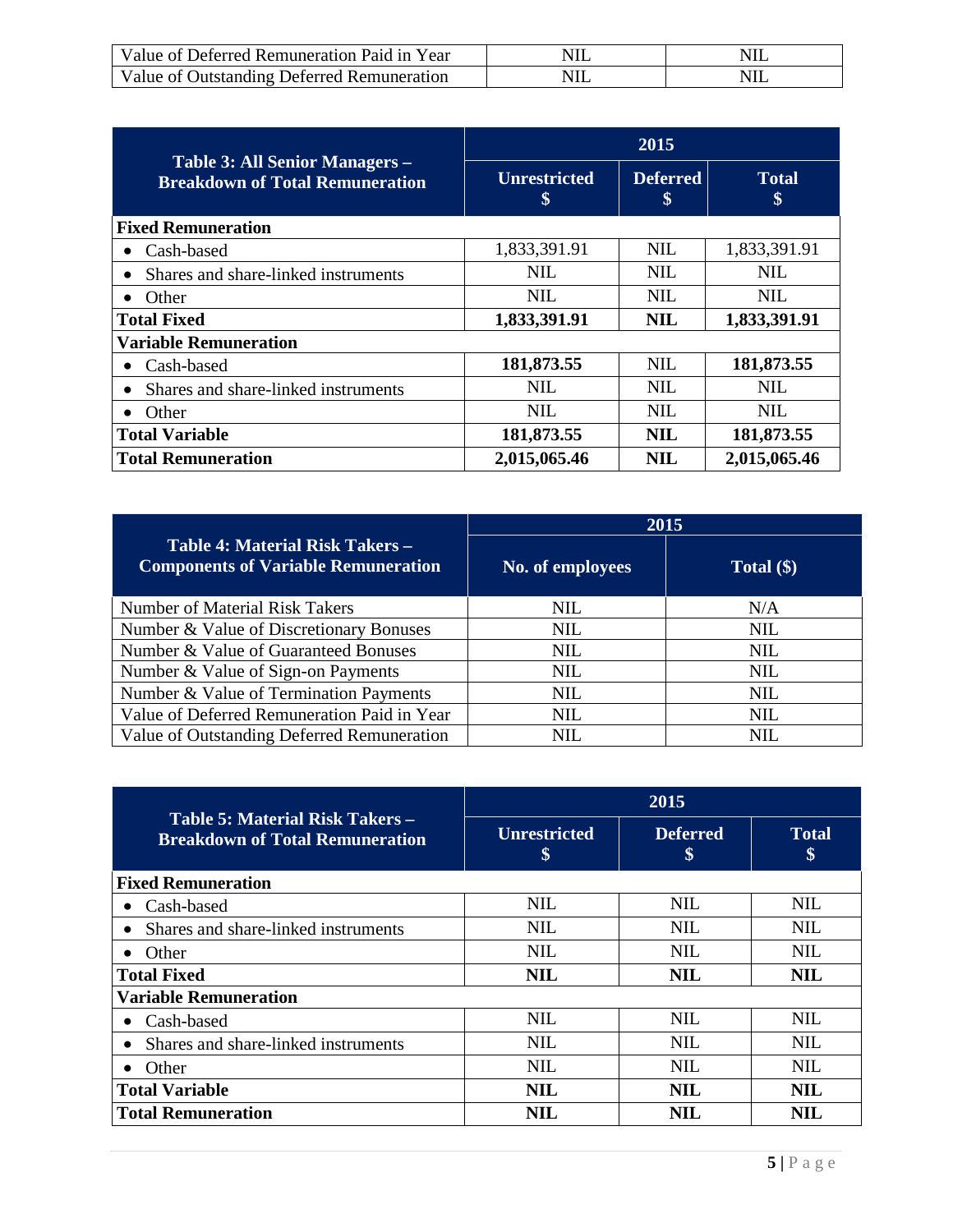| | | |
|---|---|---|
| Value of Deferred Remuneration Paid in Year | NIL | NIL |
| Value of Outstanding Deferred Remuneration | NIL | NIL |

| Table 3: All Senior Managers – Breakdown of Total Remuneration | 2015 | | |
|---|---|---|---|
| | Unrestricted $ | Deferred $ | Total $ |
| **Fixed Remuneration** | | | |
| • Cash-based | 1,833,391.91 | NIL | 1,833,391.91 |
| • Shares and share-linked instruments | NIL | NIL | NIL |
| • Other | NIL | NIL | NIL |
| **Total Fixed** | **1,833,391.91** | **NIL** | **1,833,391.91** |
| **Variable Remuneration** | | | |
| • Cash-based | **181,873.55** | NIL | **181,873.55** |
| • Shares and share-linked instruments | NIL | NIL | NIL |
| • Other | NIL | NIL | NIL |
| **Total Variable** | **181,873.55** | **NIL** | **181,873.55** |
| **Total Remuneration** | **2,015,065.46** | **NIL** | **2,015,065.46** |

| Table 4: Material Risk Takers – Components of Variable Remuneration | 2015 | |
|---|---|---|
| | No. of employees | Total ($) |
| Number of Material Risk Takers | NIL | N/A |
| Number & Value of Discretionary Bonuses | NIL | NIL |
| Number & Value of Guaranteed Bonuses | NIL | NIL |
| Number & Value of Sign-on Payments | NIL | NIL |
| Number & Value of Termination Payments | NIL | NIL |
| Value of Deferred Remuneration Paid in Year | NIL | NIL |
| Value of Outstanding Deferred Remuneration | NIL | NIL |

| Table 5: Material Risk Takers – Breakdown of Total Remuneration | 2015 | | |
|---|---|---|---|
| | Unrestricted $ | Deferred $ | Total $ |
| **Fixed Remuneration** | | | |
| • Cash-based | NIL | NIL | NIL |
| • Shares and share-linked instruments | NIL | NIL | NIL |
| • Other | NIL | NIL | NIL |
| **Total Fixed** | **NIL** | **NIL** | **NIL** |
| **Variable Remuneration** | | | |
| • Cash-based | NIL | NIL | NIL |
| • Shares and share-linked instruments | NIL | NIL | NIL |
| • Other | NIL | NIL | NIL |
| **Total Variable** | **NIL** | **NIL** | **NIL** |
| **Total Remuneration** | **NIL** | **NIL** | **NIL** |